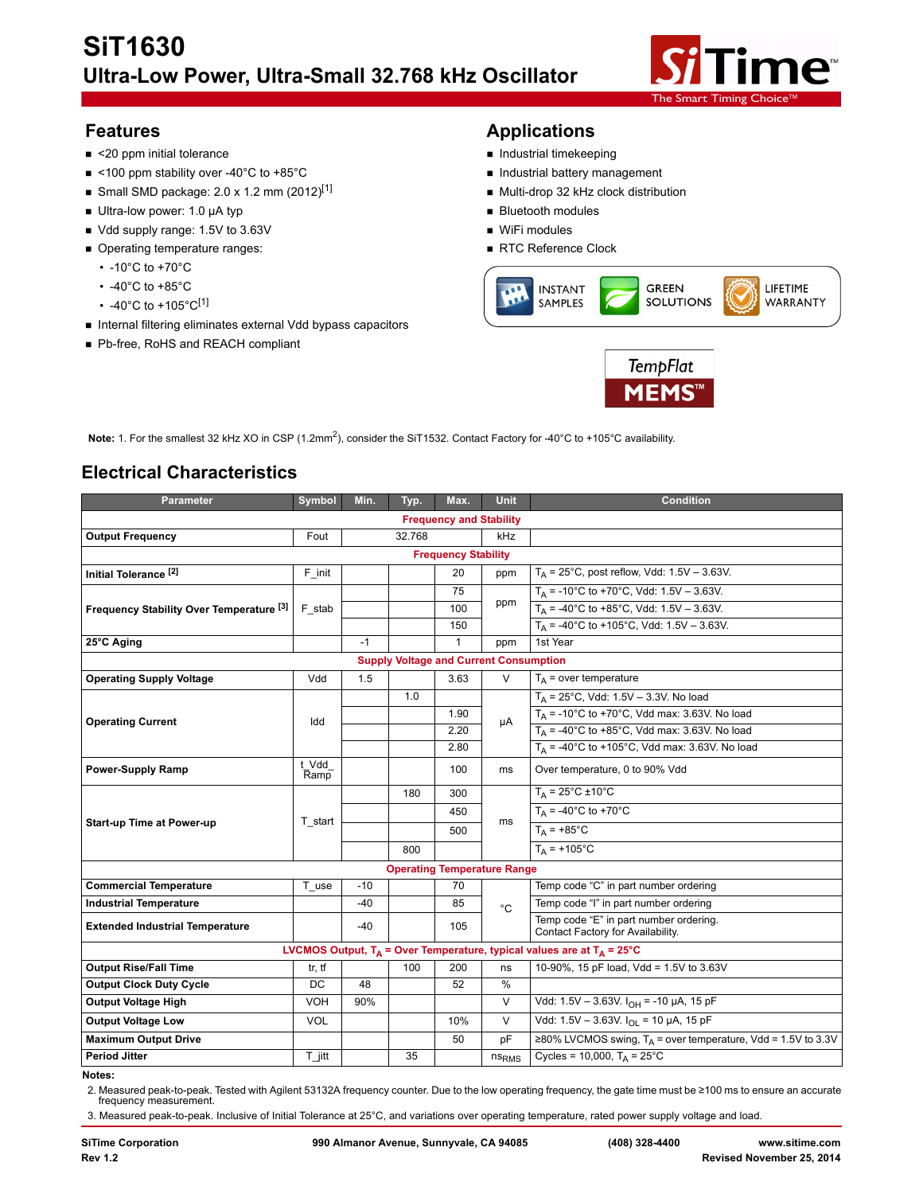# SiT1630

## Ultra-Low Power, Ultra-Small 32.768 kHz Oscillator

## Features

- <20 ppm initial tolerance
- <100 ppm stability over -40°C to +85°C
- Small SMD package: 2.0 x 1.2 mm (2012)[1]
- Ultra-low power: 1.0 µA typ
- Vdd supply range: 1.5V to 3.63V
- Operating temperature ranges:
  - -10°C to +70°C
  - -40°C to +85°C
  - -40°C to +105°C[1]
- Internal filtering eliminates external Vdd bypass capacitors
- Pb-free, RoHS and REACH compliant

## Applications

- Industrial timekeeping
- Industrial battery management
- Multi-drop 32 kHz clock distribution
- Bluetooth modules
- WiFi modules
- RTC Reference Clock

INSTANT SAMPLES · GREEN SOLUTIONS · LIFETIME WARRANTY

TempFlat MEMS™

**Note:** 1. For the smallest 32 kHz XO in CSP (1.2mm$^2$), consider the SiT1532. Contact Factory for -40°C to +105°C availability.

## Electrical Characteristics

| Parameter | Symbol | Min. | Typ. | Max. | Unit | Condition |
|---|---|---|---|---|---|---|
| **Frequency and Stability** | | | | | | |
| **Output Frequency** | Fout | | 32.768 | | kHz | |
| **Frequency Stability** | | | | | | |
| **Initial Tolerance** [2] | F_init | | | 20 | ppm | $T_A$ = 25°C, post reflow, Vdd: 1.5V – 3.63V. |
| **Frequency Stability Over Temperature** [3] | F_stab | | | 75 | ppm | $T_A$ = -10°C to +70°C, Vdd: 1.5V – 3.63V. |
| | | | | 100 | | $T_A$ = -40°C to +85°C, Vdd: 1.5V – 3.63V. |
| | | | | 150 | | $T_A$ = -40°C to +105°C, Vdd: 1.5V – 3.63V. |
| **25°C Aging** | | -1 | | 1 | ppm | 1st Year |
| **Supply Voltage and Current Consumption** | | | | | | |
| **Operating Supply Voltage** | Vdd | 1.5 | | 3.63 | V | $T_A$ = over temperature |
| **Operating Current** | Idd | | 1.0 | | µA | $T_A$ = 25°C, Vdd: 1.5V – 3.3V. No load |
| | | | | 1.90 | | $T_A$ = -10°C to +70°C, Vdd max: 3.63V. No load |
| | | | | 2.20 | | $T_A$ = -40°C to +85°C, Vdd max: 3.63V. No load |
| | | | | 2.80 | | $T_A$ = -40°C to +105°C, Vdd max: 3.63V. No load |
| **Power-Supply Ramp** | t_Vdd_Ramp | | | 100 | ms | Over temperature, 0 to 90% Vdd |
| **Start-up Time at Power-up** | T_start | | 180 | 300 | ms | $T_A$ = 25°C ±10°C |
| | | | | 450 | | $T_A$ = -40°C to +70°C |
| | | | | 500 | | $T_A$ = +85°C |
| | | | 800 | | | $T_A$ = +105°C |
| **Operating Temperature Range** | | | | | | |
| **Commercial Temperature** | T_use | -10 | | 70 | °C | Temp code "C" in part number ordering |
| **Industrial Temperature** | | -40 | | 85 | | Temp code "I" in part number ordering |
| **Extended Industrial Temperature** | | -40 | | 105 | | Temp code "E" in part number ordering. Contact Factory for Availability. |
| **LVCMOS Output, $T_A$ = Over Temperature, typical values are at $T_A$ = 25°C** | | | | | | |
| **Output Rise/Fall Time** | tr, tf | | 100 | 200 | ns | 10-90%, 15 pF load, Vdd = 1.5V to 3.63V |
| **Output Clock Duty Cycle** | DC | 48 | | 52 | % | |
| **Output Voltage High** | VOH | 90% | | | V | Vdd: 1.5V – 3.63V. $I_{OH}$ = -10 µA, 15 pF |
| **Output Voltage Low** | VOL | | | 10% | V | Vdd: 1.5V – 3.63V. $I_{OL}$ = 10 µA, 15 pF |
| **Maximum Output Drive** | | | | 50 | pF | ≥80% LVCMOS swing, $T_A$ = over temperature, Vdd = 1.5V to 3.3V |
| **Period Jitter** | T_jitt | | 35 | | $ns_{RMS}$ | Cycles = 10,000, $T_A$ = 25°C |

**Notes:**

2. Measured peak-to-peak. Tested with Agilent 53132A frequency counter. Due to the low operating frequency, the gate time must be ≥100 ms to ensure an accurate frequency measurement.
3. Measured peak-to-peak. Inclusive of Initial Tolerance at 25°C, and variations over operating temperature, rated power supply voltage and load.

SiTime Corporation · 990 Almanor Avenue, Sunnyvale, CA 94085 · (408) 328-4400 · www.sitime.com

Rev 1.2 · Revised November 25, 2014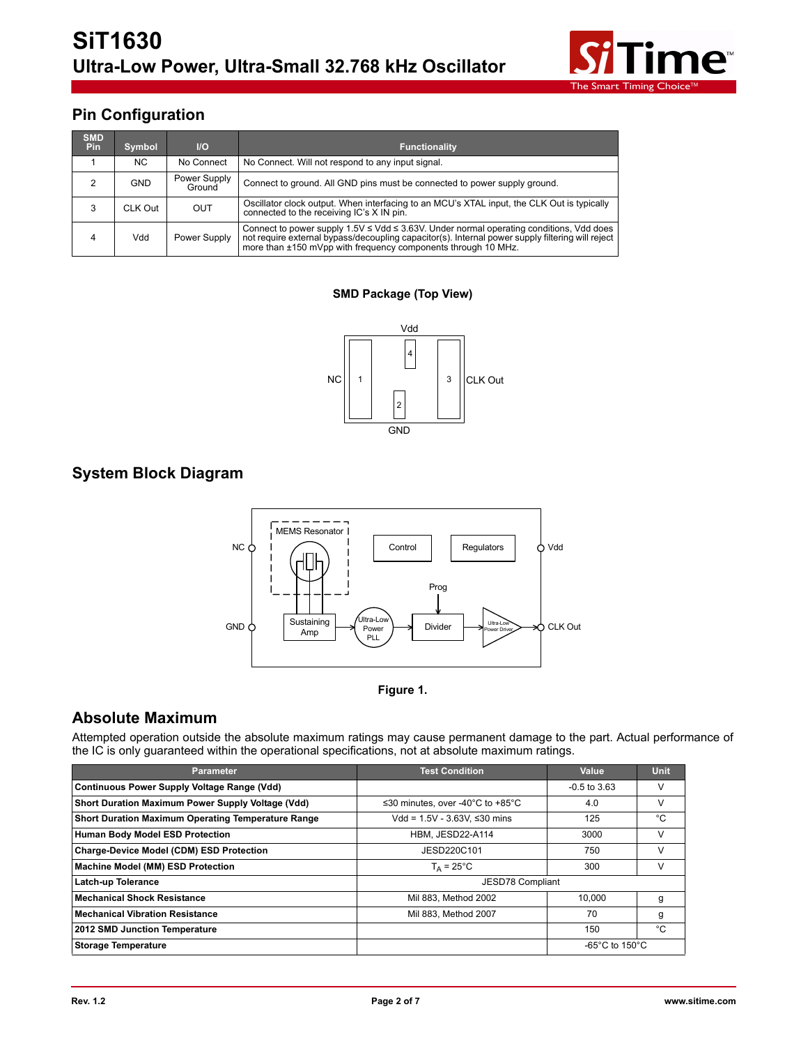## Pin Configuration

| SMD Pin | Symbol | I/O | Functionality |
|---|---|---|---|
| 1 | NC | No Connect | No Connect. Will not respond to any input signal. |
| 2 | GND | Power Supply Ground | Connect to ground. All GND pins must be connected to power supply ground. |
| 3 | CLK Out | OUT | Oscillator clock output. When interfacing to an MCU's XTAL input, the CLK Out is typically connected to the receiving IC's X IN pin. |
| 4 | Vdd | Power Supply | Connect to power supply 1.5V ≤ Vdd ≤ 3.63V. Under normal operating conditions, Vdd does not require external bypass/decoupling capacitor(s). Internal power supply filtering will reject more than ±150 mVpp with frequency components through 10 MHz. |

**SMD Package (Top View)**

## System Block Diagram

**Figure 1.**

## Absolute Maximum

Attempted operation outside the absolute maximum ratings may cause permanent damage to the part. Actual performance of the IC is only guaranteed within the operational specifications, not at absolute maximum ratings.

| Parameter | Test Condition | Value | Unit |
|---|---|---|---|
| **Continuous Power Supply Voltage Range (Vdd)** | | -0.5 to 3.63 | V |
| **Short Duration Maximum Power Supply Voltage (Vdd)** | ≤30 minutes, over -40°C to +85°C | 4.0 | V |
| **Short Duration Maximum Operating Temperature Range** | Vdd = 1.5V - 3.63V, ≤30 mins | 125 | °C |
| **Human Body Model ESD Protection** | HBM, JESD22-A114 | 3000 | V |
| **Charge-Device Model (CDM) ESD Protection** | JESD220C101 | 750 | V |
| **Machine Model (MM) ESD Protection** | $T_A$ = 25°C | 300 | V |
| **Latch-up Tolerance** | JESD78 Compliant | | |
| **Mechanical Shock Resistance** | Mil 883, Method 2002 | 10,000 | g |
| **Mechanical Vibration Resistance** | Mil 883, Method 2007 | 70 | g |
| **2012 SMD Junction Temperature** | | 150 | °C |
| **Storage Temperature** | | -65°C to 150°C | |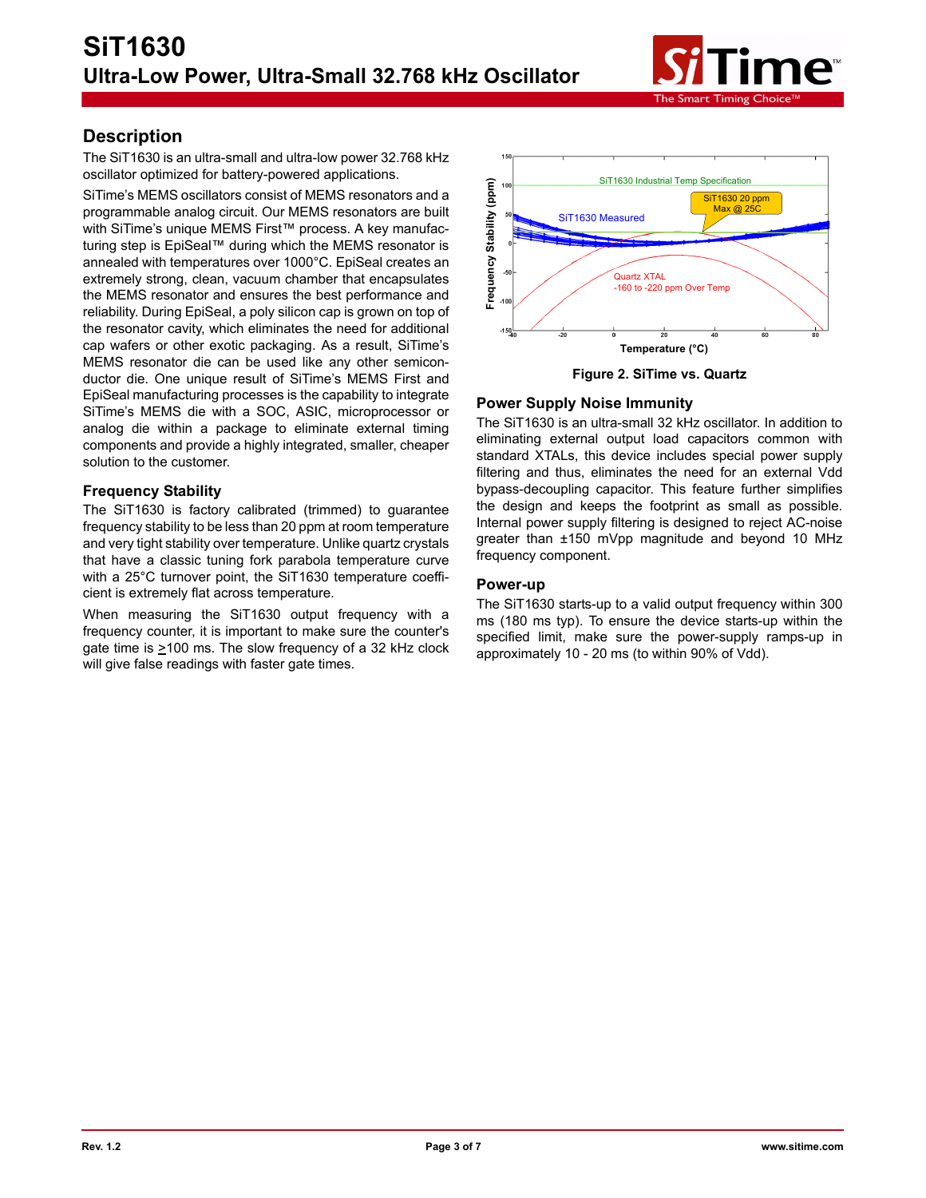## Description

The SiT1630 is an ultra-small and ultra-low power 32.768 kHz oscillator optimized for battery-powered applications.

SiTime's MEMS oscillators consist of MEMS resonators and a programmable analog circuit. Our MEMS resonators are built with SiTime's unique MEMS First™ process. A key manufacturing step is EpiSeal™ during which the MEMS resonator is annealed with temperatures over 1000°C. EpiSeal creates an extremely strong, clean, vacuum chamber that encapsulates the MEMS resonator and ensures the best performance and reliability. During EpiSeal, a poly silicon cap is grown on top of the resonator cavity, which eliminates the need for additional cap wafers or other exotic packaging. As a result, SiTime's MEMS resonator die can be used like any other semiconductor die. One unique result of SiTime's MEMS First and EpiSeal manufacturing processes is the capability to integrate SiTime's MEMS die with a SOC, ASIC, microprocessor or analog die within a package to eliminate external timing components and provide a highly integrated, smaller, cheaper solution to the customer.

### Frequency Stability

The SiT1630 is factory calibrated (trimmed) to guarantee frequency stability to be less than 20 ppm at room temperature and very tight stability over temperature. Unlike quartz crystals that have a classic tuning fork parabola temperature curve with a 25°C turnover point, the SiT1630 temperature coefficient is extremely flat across temperature.

When measuring the SiT1630 output frequency with a frequency counter, it is important to make sure the counter's gate time is ≥100 ms. The slow frequency of a 32 kHz clock will give false readings with faster gate times.

**Figure 2. SiTime vs. Quartz**

### Power Supply Noise Immunity

The SiT1630 is an ultra-small 32 kHz oscillator. In addition to eliminating external output load capacitors common with standard XTALs, this device includes special power supply filtering and thus, eliminates the need for an external Vdd bypass-decoupling capacitor. This feature further simplifies the design and keeps the footprint as small as possible. Internal power supply filtering is designed to reject AC-noise greater than ±150 mVpp magnitude and beyond 10 MHz frequency component.

### Power-up

The SiT1630 starts-up to a valid output frequency within 300 ms (180 ms typ). To ensure the device starts-up within the specified limit, make sure the power-supply ramps-up in approximately 10 - 20 ms (to within 90% of Vdd).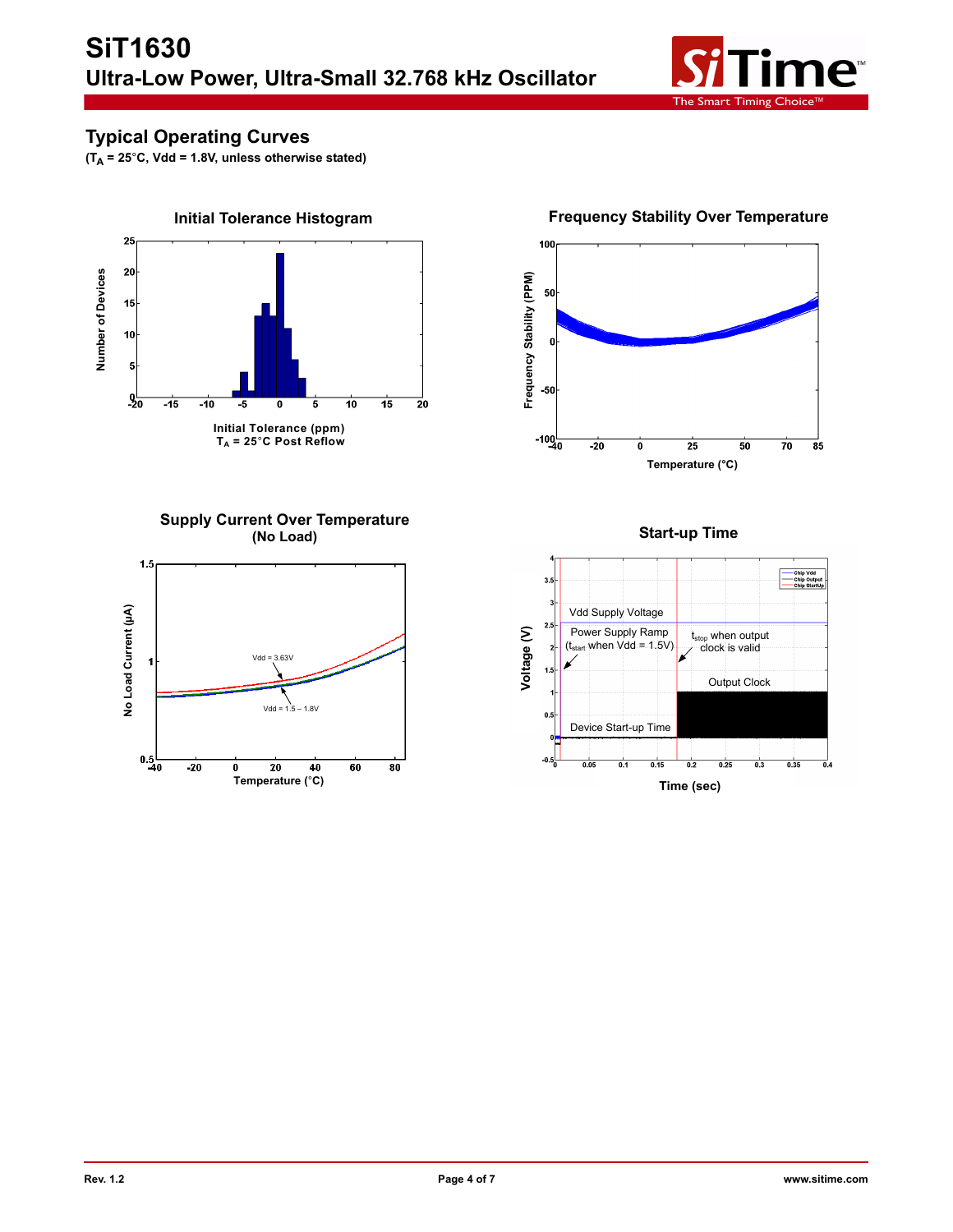## Typical Operating Curves

**($T_A$ = 25°C, Vdd = 1.8V, unless otherwise stated)**

**Initial Tolerance Histogram**

Initial Tolerance (ppm)
$T_A$ = 25°C Post Reflow

**Frequency Stability Over Temperature**

**Supply Current Over Temperature (No Load)**

**Start-up Time**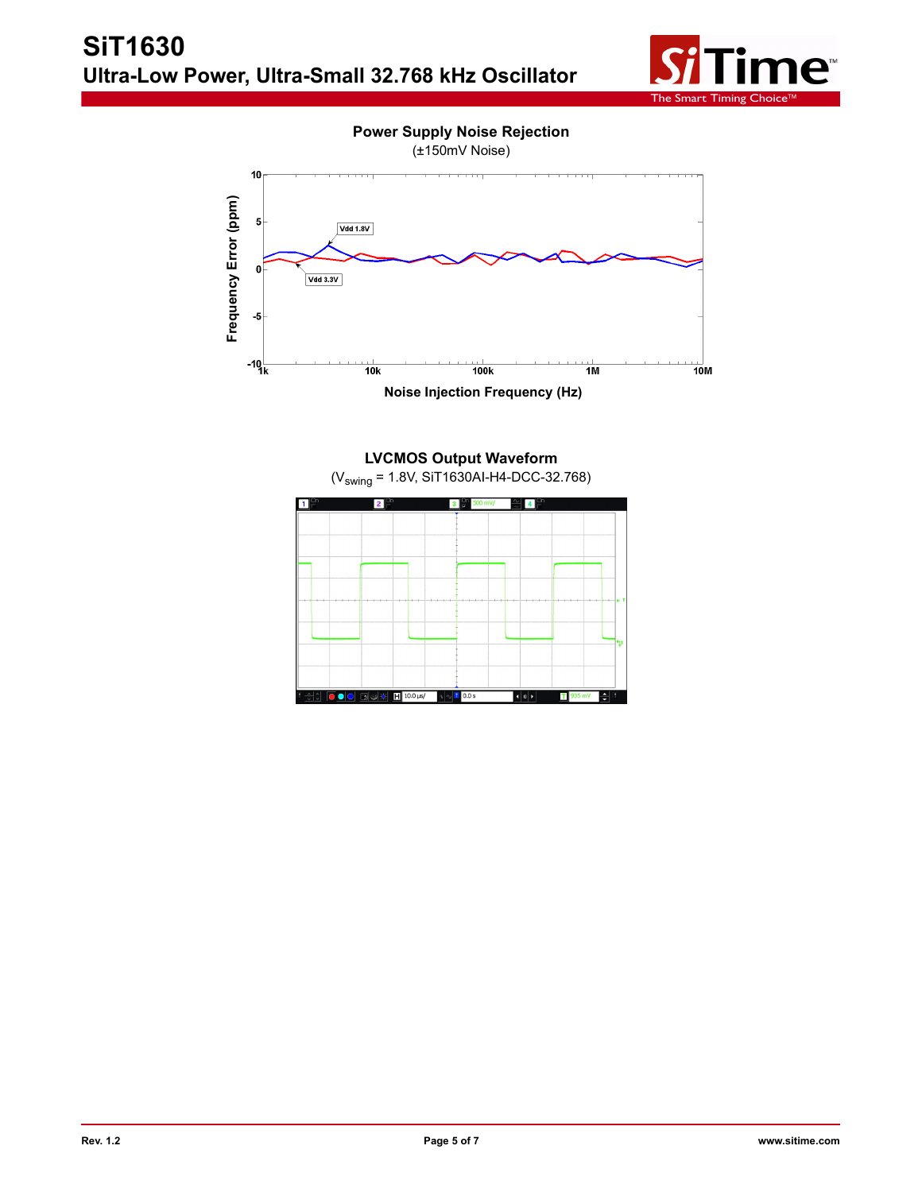**Power Supply Noise Rejection**
(±150mV Noise)

**LVCMOS Output Waveform**
($V_{swing}$ = 1.8V, SiT1630AI-H4-DCC-32.768)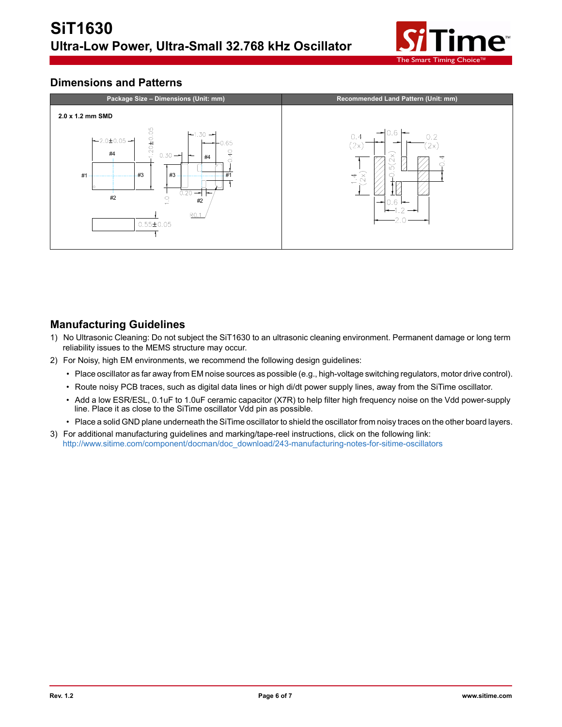## Dimensions and Patterns

| Package Size – Dimensions (Unit: mm) | Recommended Land Pattern (Unit: mm) |
|---|---|
| 2.0 x 1.2 mm SMD | |

## Manufacturing Guidelines

1) No Ultrasonic Cleaning: Do not subject the SiT1630 to an ultrasonic cleaning environment. Permanent damage or long term reliability issues to the MEMS structure may occur.
2) For Noisy, high EM environments, we recommend the following design guidelines:
   - Place oscillator as far away from EM noise sources as possible (e.g., high-voltage switching regulators, motor drive control).
   - Route noisy PCB traces, such as digital data lines or high di/dt power supply lines, away from the SiTime oscillator.
   - Add a low ESR/ESL, 0.1uF to 1.0uF ceramic capacitor (X7R) to help filter high frequency noise on the Vdd power-supply line. Place it as close to the SiTime oscillator Vdd pin as possible.
   - Place a solid GND plane underneath the SiTime oscillator to shield the oscillator from noisy traces on the other board layers.
3) For additional manufacturing guidelines and marking/tape-reel instructions, click on the following link:
   http://www.sitime.com/component/docman/doc_download/243-manufacturing-notes-for-sitime-oscillators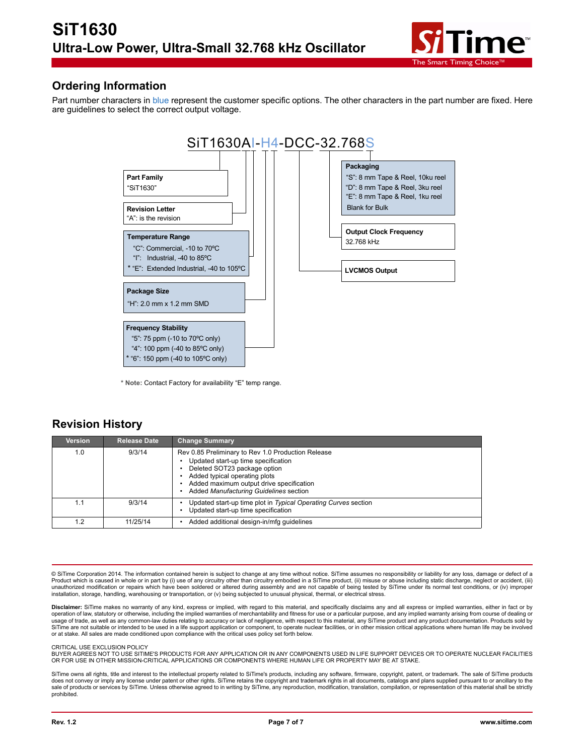## Ordering Information

Part number characters in blue represent the customer specific options. The other characters in the part number are fixed. Here are guidelines to select the correct output voltage.

SiT1630AI-H4-DCC-32.768S

**Part Family**
"SiT1630"

**Revision Letter**
"A": is the revision

**Temperature Range**
"C": Commercial, -10 to 70ºC
"I": Industrial, -40 to 85ºC
* "E": Extended Industrial, -40 to 105ºC

**Package Size**
"H": 2.0 mm x 1.2 mm SMD

**Frequency Stability**
"5": 75 ppm (-10 to 70ºC only)
"4": 100 ppm (-40 to 85ºC only)
* "6": 150 ppm (-40 to 105ºC only)

**Packaging**
"S": 8 mm Tape & Reel, 10ku reel
"D": 8 mm Tape & Reel, 3ku reel
"E": 8 mm Tape & Reel, 1ku reel
Blank for Bulk

**Output Clock Frequency**
32.768 kHz

**LVCMOS Output**

* **Note:** Contact Factory for availability "E" temp range.

## Revision History

| Version | Release Date | Change Summary |
|---|---|---|
| 1.0 | 9/3/14 | Rev 0.85 Preliminary to Rev 1.0 Production Release<br>• Updated start-up time specification<br>• Deleted SOT23 package option<br>• Added typical operating plots<br>• Added maximum output drive specification<br>• Added *Manufacturing Guidelines* section |
| 1.1 | 9/3/14 | • Updated start-up time plot in *Typical Operating Curves* section<br>• Updated start-up time specification |
| 1.2 | 11/25/14 | • Added additional design-in/mfg guidelines |

© SiTime Corporation 2014. The information contained herein is subject to change at any time without notice. SiTime assumes no responsibility or liability for any loss, damage or defect of a Product which is caused in whole or in part by (i) use of any circuitry other than circuitry embodied in a SiTime product, (ii) misuse or abuse including static discharge, neglect or accident, (iii) unauthorized modification or repairs which have been soldered or altered during assembly and are not capable of being tested by SiTime under its normal test conditions, or (iv) improper installation, storage, handling, warehousing or transportation, or (v) being subjected to unusual physical, thermal, or electrical stress.

**Disclaimer:** SiTime makes no warranty of any kind, express or implied, with regard to this material, and specifically disclaims any and all express or implied warranties, either in fact or by operation of law, statutory or otherwise, including the implied warranties of merchantability and fitness for use or a particular purpose, and any implied warranty arising from course of dealing or usage of trade, as well as any common-law duties relating to accuracy or lack of negligence, with respect to this material, any SiTime product and any product documentation. Products sold by SiTime are not suitable or intended to be used in a life support application or component, to operate nuclear facilities, or in other mission critical applications where human life may be involved or at stake. All sales are made conditioned upon compliance with the critical uses policy set forth below.

CRITICAL USE EXCLUSION POLICY
BUYER AGREES NOT TO USE SITIME'S PRODUCTS FOR ANY APPLICATION OR IN ANY COMPONENTS USED IN LIFE SUPPORT DEVICES OR TO OPERATE NUCLEAR FACILITIES OR FOR USE IN OTHER MISSION-CRITICAL APPLICATIONS OR COMPONENTS WHERE HUMAN LIFE OR PROPERTY MAY BE AT STAKE.

SiTime owns all rights, title and interest to the intellectual property related to SiTime's products, including any software, firmware, copyright, patent, or trademark. The sale of SiTime products does not convey or imply any license under patent or other rights. SiTime retains the copyright and trademark rights in all documents, catalogs and plans supplied pursuant to or ancillary to the sale of products or services by SiTime. Unless otherwise agreed to in writing by SiTime, any reproduction, modification, translation, compilation, or representation of this material shall be strictly prohibited.